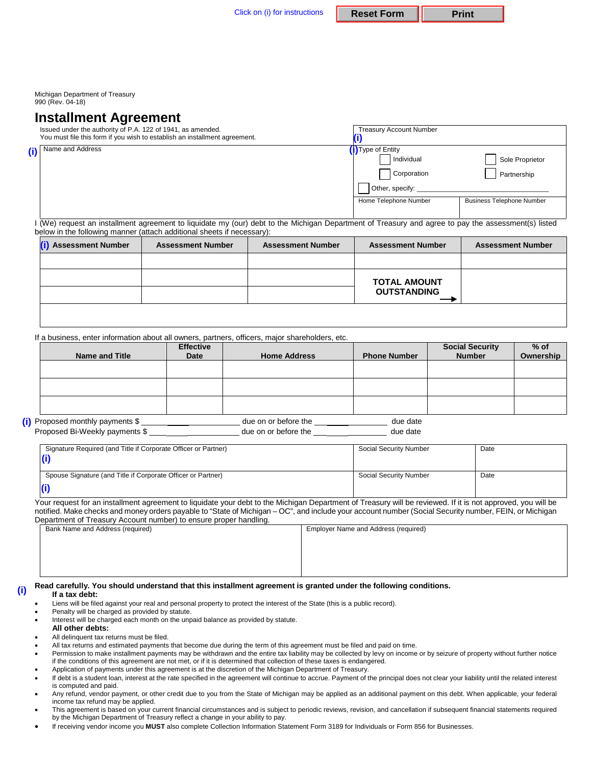Click on (i) for instructions | Reset Form | Print

Michigan Department of Treasury
990 (Rev. 04-18)

# Installment Agreement

Issued under the authority of P.A. 122 of 1941, as amended.
You must file this form if you wish to establish an installment agreement.

Treasury Account Number

(i)

(i) Name and Address

(i) Type of Entity

☐ Individual ☐ Sole Proprietor
☐ Corporation ☐ Partnership
☐ Other, specify: ___________________________________

| Home Telephone Number | Business Telephone Number |
|---|---|
| | |

I (We) request an installment agreement to liquidate my (our) debt to the Michigan Department of Treasury and agree to pay the assessment(s) listed below in the following manner (attach additional sheets if necessary):

| (i) Assessment Number | Assessment Number | Assessment Number | Assessment Number | Assessment Number |
|---|---|---|---|---|
| | | | | |
| | | | TOTAL AMOUNT OUTSTANDING → | |
| | | | | |
| | | | | |

If a business, enter information about all owners, partners, officers, major shareholders, etc.

| Name and Title | Effective Date | Home Address | Phone Number | Social Security Number | % of Ownership |
|---|---|---|---|---|---|
| | | | | | |
| | | | | | |
| | | | | | |

(i) Proposed monthly payments $ ____________________ due on or before the ______________ due date
Proposed Bi-Weekly payments $ ____________________ due on or before the ______________ due date

| Signature Required (and Title if Corporate Officer or Partner) | Social Security Number | Date |
|---|---|---|
| (i) | | |
| Spouse Signature (and Title if Corporate Officer or Partner) | Social Security Number | Date |
| (i) | | |

Your request for an installment agreement to liquidate your debt to the Michigan Department of Treasury will be reviewed. If it is not approved, you will be notified. Make checks and money orders payable to "State of Michigan – OC", and include your account number (Social Security number, FEIN, or Michigan Department of Treasury Account number) to ensure proper handling.

| Bank Name and Address (required) | Employer Name and Address (required) |
|---|---|
| | |

(i) **Read carefully. You should understand that this installment agreement is granted under the following conditions.**

**If a tax debt:**

- Liens will be filed against your real and personal property to protect the interest of the State (this is a public record).
- Penalty will be charged as provided by statute.
- Interest will be charged each month on the unpaid balance as provided by statute.

**All other debts:**

- All delinquent tax returns must be filed.
- All tax returns and estimated payments that become due during the term of this agreement must be filed and paid on time.
- Permission to make installment payments may be withdrawn and the entire tax liability may be collected by levy on income or by seizure of property without further notice if the conditions of this agreement are not met, or if it is determined that collection of these taxes is endangered.
- Application of payments under this agreement is at the discretion of the Michigan Department of Treasury.
- If debt is a student loan, interest at the rate specified in the agreement will continue to accrue. Payment of the principal does not clear your liability until the related interest is computed and paid.
- Any refund, vendor payment, or other credit due to you from the State of Michigan may be applied as an additional payment on this debt. When applicable, your federal income tax refund may be applied.
- This agreement is based on your current financial circumstances and is subject to periodic reviews, revision, and cancellation if subsequent financial statements required by the Michigan Department of Treasury reflect a change in your ability to pay.
- If receiving vendor income you **MUST** also complete Collection Information Statement Form 3189 for Individuals or Form 856 for Businesses.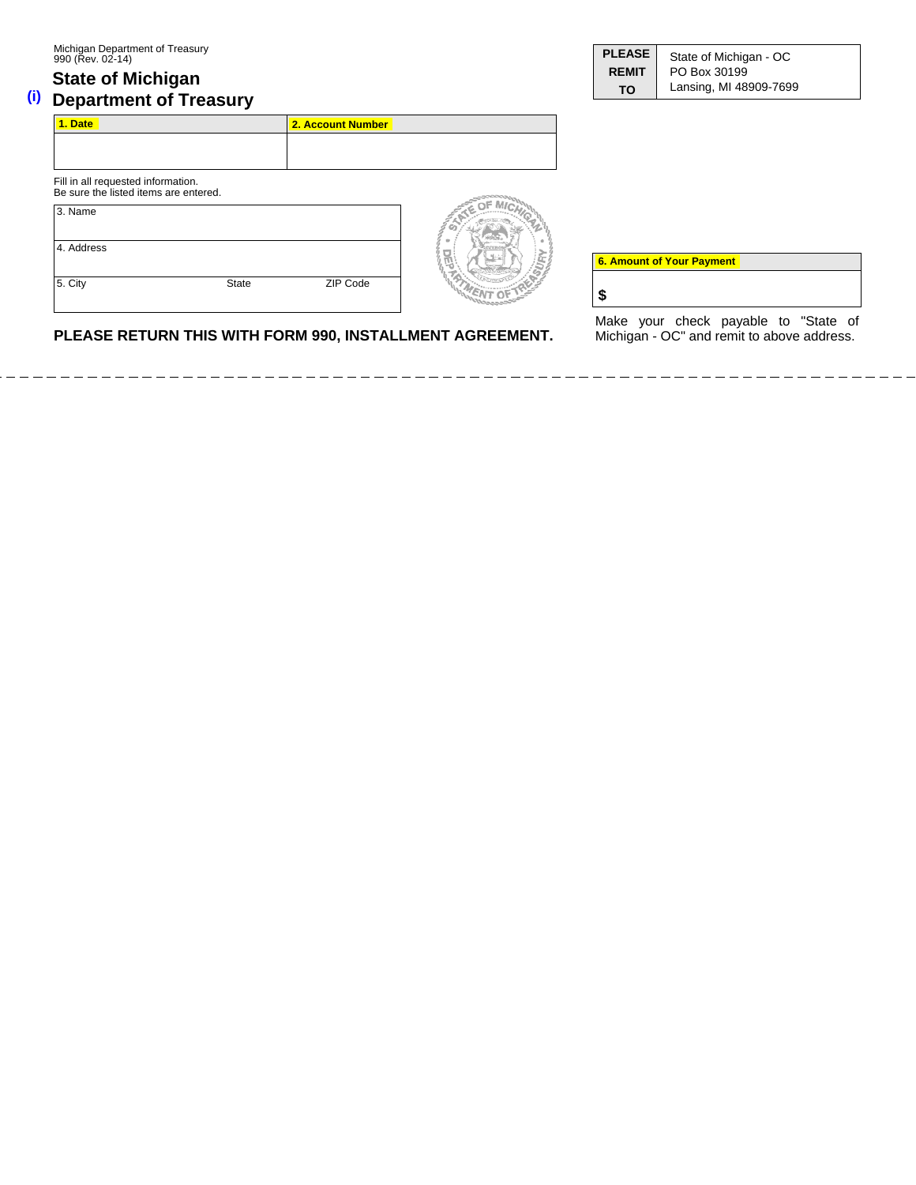Michigan Department of Treasury
990 (Rev. 02-14)

## State of Michigan
## Department of Treasury

| PLEASE REMIT TO | State of Michigan - OC<br>PO Box 30199<br>Lansing, MI 48909-7699 |
|---|---|

| 1. Date | 2. Account Number |
|---|---|
| | |

Fill in all requested information.
Be sure the listed items are entered.

| 3. Name | | |
|---|---|---|
| 4. Address | | |
| 5. City | State | ZIP Code |

| 6. Amount of Your Payment |
|---|
| $ |

Make your check payable to "State of Michigan - OC" and remit to above address.

**PLEASE RETURN THIS WITH FORM 990, INSTALLMENT AGREEMENT.**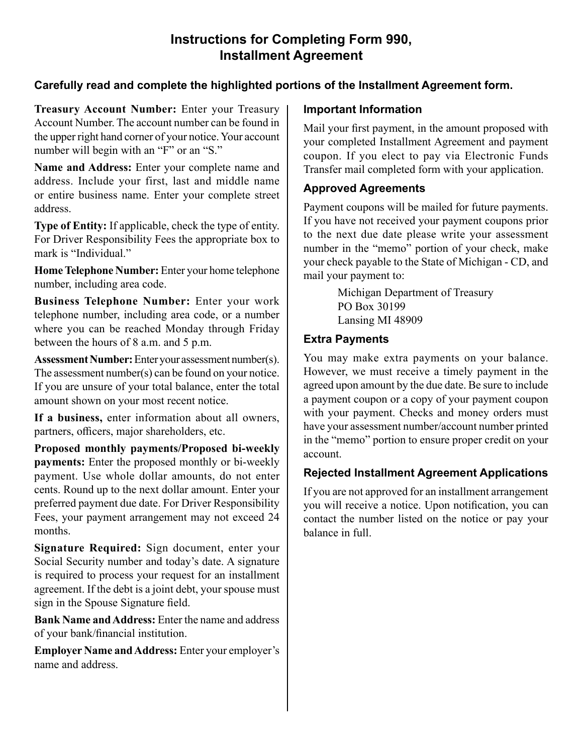# Instructions for Completing Form 990, Installment Agreement

**Carefully read and complete the highlighted portions of the Installment Agreement form.**

**Treasury Account Number:** Enter your Treasury Account Number. The account number can be found in the upper right hand corner of your notice. Your account number will begin with an "F" or an "S."

**Name and Address:** Enter your complete name and address. Include your first, last and middle name or entire business name. Enter your complete street address.

**Type of Entity:** If applicable, check the type of entity. For Driver Responsibility Fees the appropriate box to mark is "Individual."

**Home Telephone Number:** Enter your home telephone number, including area code.

**Business Telephone Number:** Enter your work telephone number, including area code, or a number where you can be reached Monday through Friday between the hours of 8 a.m. and 5 p.m.

**Assessment Number:** Enter your assessment number(s). The assessment number(s) can be found on your notice. If you are unsure of your total balance, enter the total amount shown on your most recent notice.

**If a business,** enter information about all owners, partners, officers, major shareholders, etc.

**Proposed monthly payments/Proposed bi-weekly payments:** Enter the proposed monthly or bi-weekly payment. Use whole dollar amounts, do not enter cents. Round up to the next dollar amount. Enter your preferred payment due date. For Driver Responsibility Fees, your payment arrangement may not exceed 24 months.

**Signature Required:** Sign document, enter your Social Security number and today's date. A signature is required to process your request for an installment agreement. If the debt is a joint debt, your spouse must sign in the Spouse Signature field.

**Bank Name and Address:** Enter the name and address of your bank/financial institution.

**Employer Name and Address:** Enter your employer's name and address.

### Important Information

Mail your first payment, in the amount proposed with your completed Installment Agreement and payment coupon. If you elect to pay via Electronic Funds Transfer mail completed form with your application.

### Approved Agreements

Payment coupons will be mailed for future payments. If you have not received your payment coupons prior to the next due date please write your assessment number in the "memo" portion of your check, make your check payable to the State of Michigan - CD, and mail your payment to:

Michigan Department of Treasury
PO Box 30199
Lansing MI 48909

### Extra Payments

You may make extra payments on your balance. However, we must receive a timely payment in the agreed upon amount by the due date. Be sure to include a payment coupon or a copy of your payment coupon with your payment. Checks and money orders must have your assessment number/account number printed in the "memo" portion to ensure proper credit on your account.

### Rejected Installment Agreement Applications

If you are not approved for an installment arrangement you will receive a notice. Upon notification, you can contact the number listed on the notice or pay your balance in full.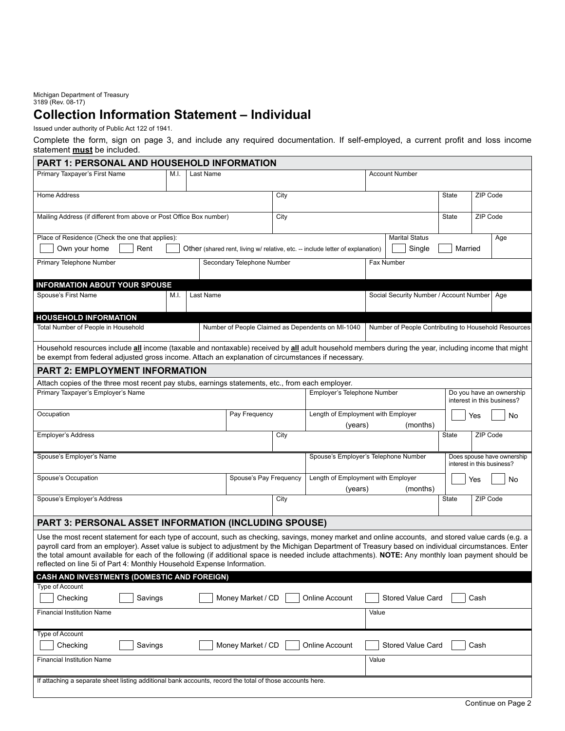Michigan Department of Treasury
3189 (Rev. 08-17)

# Collection Information Statement – Individual

Issued under authority of Public Act 122 of 1941.

Complete the form, sign on page 3, and include any required documentation. If self-employed, a current profit and loss income statement **must** be included.

## PART 1: PERSONAL AND HOUSEHOLD INFORMATION

| Primary Taxpayer's First Name | M.I. | Last Name | | Account Number | |
|---|---|---|---|---|---|
| | | | | | |

| Home Address | City | State | ZIP Code |
|---|---|---|---|
| | | | |

| Mailing Address (if different from above or Post Office Box number) | City | State | ZIP Code |
|---|---|---|---|
| | | | |

| Place of Residence (Check the one that applies): | Marital Status | Age |
|---|---|---|
| ☐ Own your home ☐ Rent ☐ Other (shared rent, living w/ relative, etc. -- include letter of explanation) | ☐ Single ☐ Married | |

| Primary Telephone Number | Secondary Telephone Number | Fax Number |
|---|---|---|
| | | |

### INFORMATION ABOUT YOUR SPOUSE

| Spouse's First Name | M.I. | Last Name | Social Security Number / Account Number | Age |
|---|---|---|---|---|
| | | | | |

### HOUSEHOLD INFORMATION

| Total Number of People in Household | Number of People Claimed as Dependents on MI-1040 | Number of People Contributing to Household Resources |
|---|---|---|
| | | |

Household resources include **all** income (taxable and nontaxable) received by **all** adult household members during the year, including income that might be exempt from federal adjusted gross income. Attach an explanation of circumstances if necessary.

## PART 2: EMPLOYMENT INFORMATION

Attach copies of the three most recent pay stubs, earnings statements, etc., from each employer.

| Primary Taxpayer's Employer's Name | | Employer's Telephone Number | Do you have an ownership interest in this business? |
|---|---|---|---|
| **Occupation** | **Pay Frequency** | **Length of Employment with Employer** (years) (months) | ☐ Yes ☐ No |

| Employer's Address | City | State | ZIP Code |
|---|---|---|---|
| | | | |

| Spouse's Employer's Name | | Spouse's Employer's Telephone Number | Does spouse have ownership interest in this business? |
|---|---|---|---|
| **Spouse's Occupation** | **Spouse's Pay Frequency** | **Length of Employment with Employer** (years) (months) | ☐ Yes ☐ No |

| Spouse's Employer's Address | City | State | ZIP Code |
|---|---|---|---|
| | | | |

## PART 3: PERSONAL ASSET INFORMATION (INCLUDING SPOUSE)

Use the most recent statement for each type of account, such as checking, savings, money market and online accounts, and stored value cards (e.g. a payroll card from an employer). Asset value is subject to adjustment by the Michigan Department of Treasury based on individual circumstances. Enter the total amount available for each of the following (if additional space is needed include attachments). **NOTE:** Any monthly loan payment should be reflected on line 5i of Part 4: Monthly Household Expense Information.

### CASH AND INVESTMENTS (DOMESTIC AND FOREIGN)

Type of Account

☐ Checking ☐ Savings ☐ Money Market / CD ☐ Online Account ☐ Stored Value Card ☐ Cash

| Financial Institution Name | Value |
|---|---|
| | |

Type of Account

☐ Checking ☐ Savings ☐ Money Market / CD ☐ Online Account ☐ Stored Value Card ☐ Cash

| Financial Institution Name | Value |
|---|---|
| | |

If attaching a separate sheet listing additional bank accounts, record the total of those accounts here.

Continue on Page 2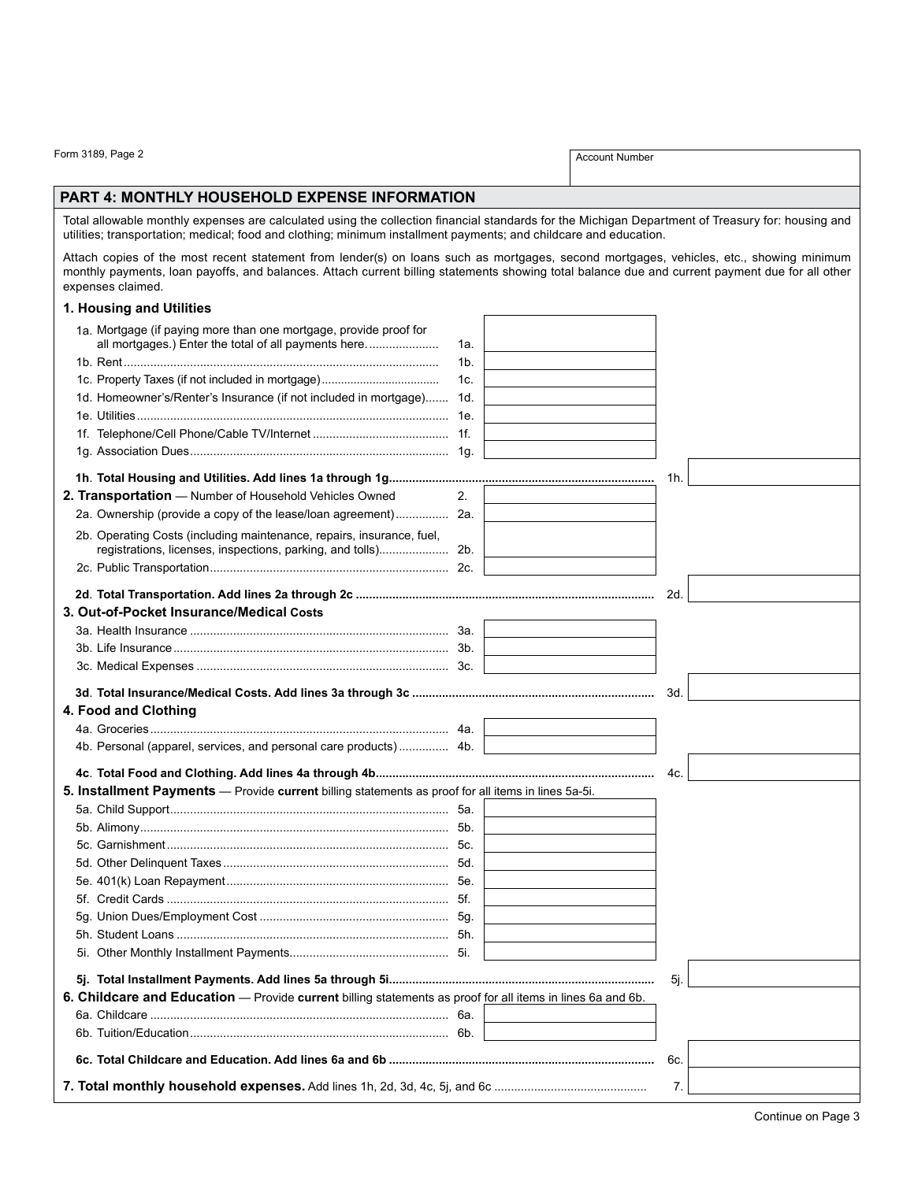Form 3189, Page 2

| Account Number |
|---|
| |

## PART 4: MONTHLY HOUSEHOLD EXPENSE INFORMATION

Total allowable monthly expenses are calculated using the collection financial standards for the Michigan Department of Treasury for: housing and utilities; transportation; medical; food and clothing; minimum installment payments; and childcare and education.

Attach copies of the most recent statement from lender(s) on loans such as mortgages, second mortgages, vehicles, etc., showing minimum monthly payments, loan payoffs, and balances. Attach current billing statements showing total balance due and current payment due for all other expenses claimed.

### 1. Housing and Utilities

| Item | Line | Amount | Line | Total |
|---|---|---|---|---|
| 1a. Mortgage (if paying more than one mortgage, provide proof for all mortgages.) Enter the total of all payments here. | 1a. | | | |
| 1b. Rent | 1b. | | | |
| 1c. Property Taxes (if not included in mortgage) | 1c. | | | |
| 1d. Homeowner's/Renter's Insurance (if not included in mortgage) | 1d. | | | |
| 1e. Utilities | 1e. | | | |
| 1f. Telephone/Cell Phone/Cable TV/Internet | 1f. | | | |
| 1g. Association Dues | 1g. | | | |
| **1h. Total Housing and Utilities. Add lines 1a through 1g** | | | 1h. | |

### 2. Transportation — Number of Household Vehicles Owned

| Item | Line | Amount | Line | Total |
|---|---|---|---|---|
| Number of Household Vehicles Owned | 2. | | | |
| 2a. Ownership (provide a copy of the lease/loan agreement) | 2a. | | | |
| 2b. Operating Costs (including maintenance, repairs, insurance, fuel, registrations, licenses, inspections, parking, and tolls) | 2b. | | | |
| 2c. Public Transportation | 2c. | | | |
| **2d. Total Transportation. Add lines 2a through 2c** | | | 2d. | |

### 3. Out-of-Pocket Insurance/Medical Costs

| Item | Line | Amount | Line | Total |
|---|---|---|---|---|
| 3a. Health Insurance | 3a. | | | |
| 3b. Life Insurance | 3b. | | | |
| 3c. Medical Expenses | 3c. | | | |
| **3d. Total Insurance/Medical Costs. Add lines 3a through 3c** | | | 3d. | |

### 4. Food and Clothing

| Item | Line | Amount | Line | Total |
|---|---|---|---|---|
| 4a. Groceries | 4a. | | | |
| 4b. Personal (apparel, services, and personal care products) | 4b. | | | |
| **4c. Total Food and Clothing. Add lines 4a through 4b** | | | 4c. | |

### 5. Installment Payments — Provide **current** billing statements as proof for all items in lines 5a-5i.

| Item | Line | Amount | Line | Total |
|---|---|---|---|---|
| 5a. Child Support | 5a. | | | |
| 5b. Alimony | 5b. | | | |
| 5c. Garnishment | 5c. | | | |
| 5d. Other Delinquent Taxes | 5d. | | | |
| 5e. 401(k) Loan Repayment | 5e. | | | |
| 5f. Credit Cards | 5f. | | | |
| 5g. Union Dues/Employment Cost | 5g. | | | |
| 5h. Student Loans | 5h. | | | |
| 5i. Other Monthly Installment Payments | 5i. | | | |
| **5j. Total Installment Payments. Add lines 5a through 5i** | | | 5j. | |

### 6. Childcare and Education — Provide **current** billing statements as proof for all items in lines 6a and 6b.

| Item | Line | Amount | Line | Total |
|---|---|---|---|---|
| 6a. Childcare | 6a. | | | |
| 6b. Tuition/Education | 6b. | | | |
| **6c. Total Childcare and Education. Add lines 6a and 6b** | | | 6c. | |

| Item | Line | Total |
|---|---|---|
| **7. Total monthly household expenses.** Add lines 1h, 2d, 3d, 4c, 5j, and 6c | 7. | |

Continue on Page 3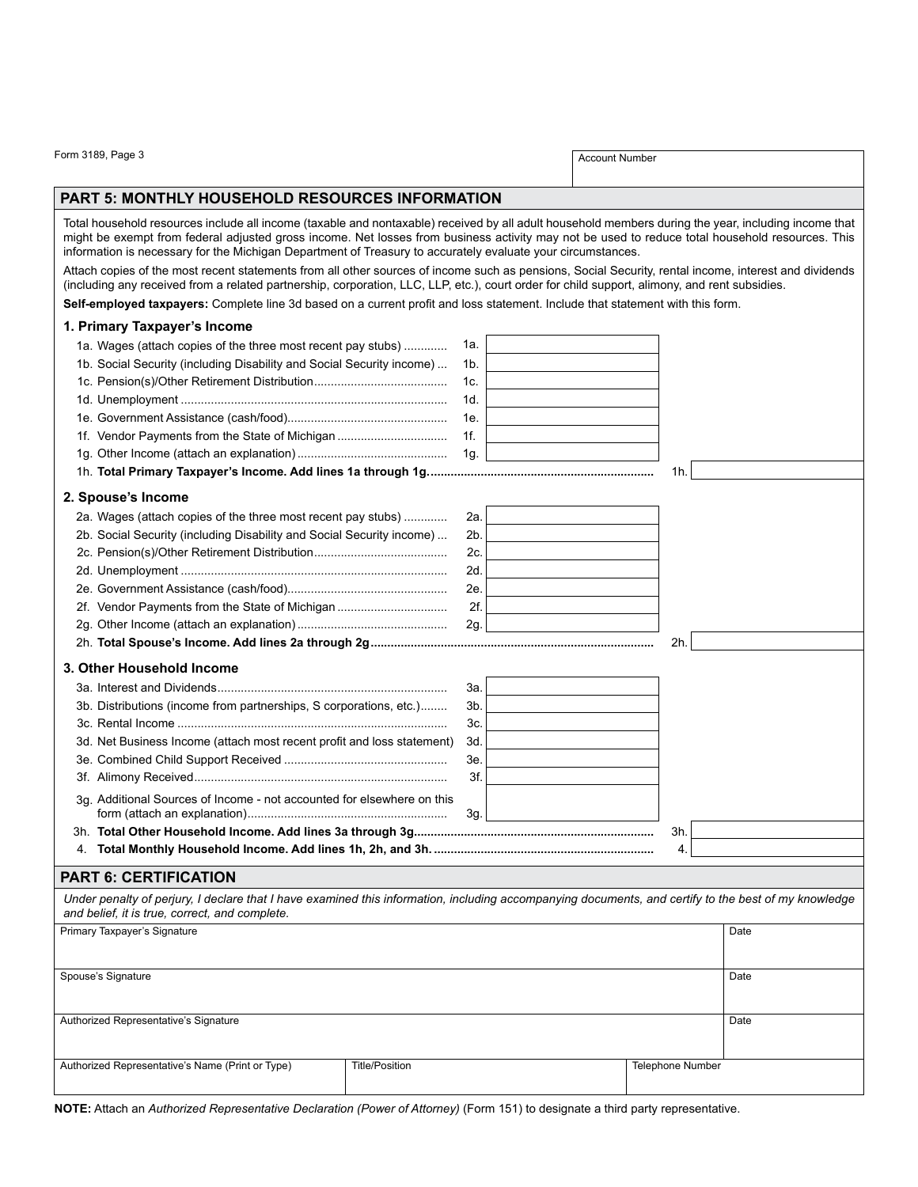Form 3189, Page 3

Account Number

## PART 5: MONTHLY HOUSEHOLD RESOURCES INFORMATION

Total household resources include all income (taxable and nontaxable) received by all adult household members during the year, including income that might be exempt from federal adjusted gross income. Net losses from business activity may not be used to reduce total household resources. This information is necessary for the Michigan Department of Treasury to accurately evaluate your circumstances.

Attach copies of the most recent statements from all other sources of income such as pensions, Social Security, rental income, interest and dividends (including any received from a related partnership, corporation, LLC, LLP, etc.), court order for child support, alimony, and rent subsidies.

**Self-employed taxpayers:** Complete line 3d based on a current profit and loss statement. Include that statement with this form.

### 1. Primary Taxpayer's Income

| | | | | |
|---|---|---|---|---|
| 1a. Wages (attach copies of the three most recent pay stubs) | 1a. | | | |
| 1b. Social Security (including Disability and Social Security income) | 1b. | | | |
| 1c. Pension(s)/Other Retirement Distribution | 1c. | | | |
| 1d. Unemployment | 1d. | | | |
| 1e. Government Assistance (cash/food) | 1e. | | | |
| 1f. Vendor Payments from the State of Michigan | 1f. | | | |
| 1g. Other Income (attach an explanation) | 1g. | | | |
| **1h. Total Primary Taxpayer's Income. Add lines 1a through 1g.** | | | 1h. | |

### 2. Spouse's Income

| | | | | |
|---|---|---|---|---|
| 2a. Wages (attach copies of the three most recent pay stubs) | 2a. | | | |
| 2b. Social Security (including Disability and Social Security income) | 2b. | | | |
| 2c. Pension(s)/Other Retirement Distribution | 2c. | | | |
| 2d. Unemployment | 2d. | | | |
| 2e. Government Assistance (cash/food) | 2e. | | | |
| 2f. Vendor Payments from the State of Michigan | 2f. | | | |
| 2g. Other Income (attach an explanation) | 2g. | | | |
| **2h. Total Spouse's Income. Add lines 2a through 2g** | | | 2h. | |

### 3. Other Household Income

| | | | | |
|---|---|---|---|---|
| 3a. Interest and Dividends | 3a. | | | |
| 3b. Distributions (income from partnerships, S corporations, etc.) | 3b. | | | |
| 3c. Rental Income | 3c. | | | |
| 3d. Net Business Income (attach most recent profit and loss statement) | 3d. | | | |
| 3e. Combined Child Support Received | 3e. | | | |
| 3f. Alimony Received | 3f. | | | |
| 3g. Additional Sources of Income - not accounted for elsewhere on this form (attach an explanation) | 3g. | | | |
| **3h. Total Other Household Income. Add lines 3a through 3g.** | | | 3h. | |
| **4. Total Monthly Household Income. Add lines 1h, 2h, and 3h.** | | | 4. | |

## PART 6: CERTIFICATION

*Under penalty of perjury, I declare that I have examined this information, including accompanying documents, and certify to the best of my knowledge and belief, it is true, correct, and complete.*

| | | |
|---|---|---|
| Primary Taxpayer's Signature | | Date |
| Spouse's Signature | | Date |
| Authorized Representative's Signature | | Date |
| Authorized Representative's Name (Print or Type) | Title/Position | Telephone Number |

**NOTE:** Attach an *Authorized Representative Declaration (Power of Attorney)* (Form 151) to designate a third party representative.